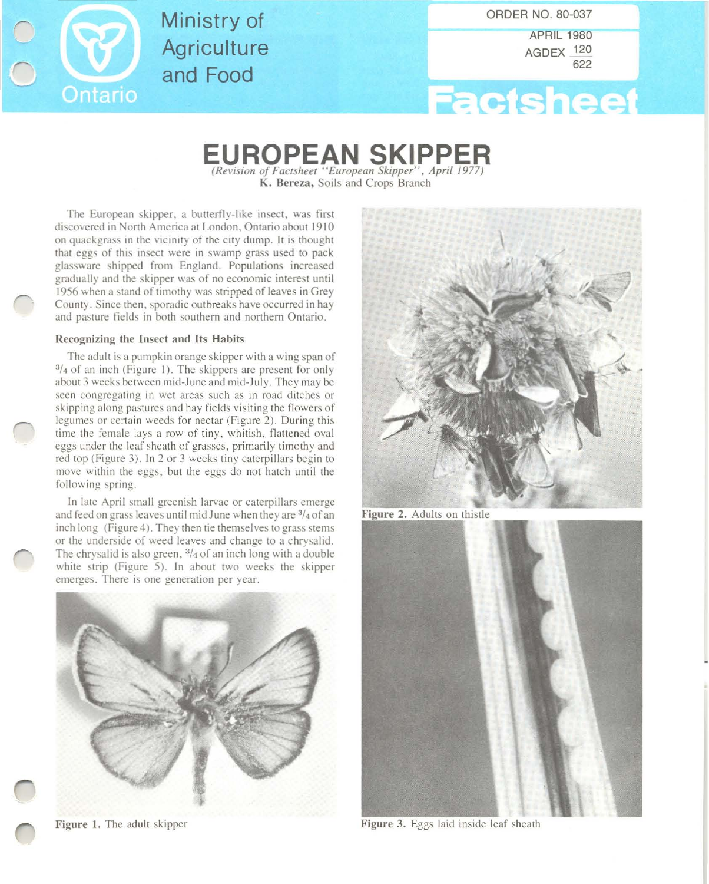Ministry of Agriculture and Food

Ontario

ORDER NO. 80-037

APRIL 1980

AGDEX $\frac{120}{622}$

Factsheet

# EUROPEAN SKIPPER

*(Revision of Factsheet "European Skipper", April 1977)*

**K. Bereza,** Soils and Crops Branch

The European skipper, a butterfly-like insect, was first discovered in North America at London, Ontario about 1910 on quackgrass in the vicinity of the city dump. It is thought that eggs of this insect were in swamp grass used to pack glassware shipped from England. Populations increased gradually and the skipper was of no economic interest until 1956 when a stand of timothy was stripped of leaves in Grey County. Since then, sporadic outbreaks have occurred in hay and pasture fields in both southern and northern Ontario.

### Recognizing the Insect and Its Habits

The adult is a pumpkin orange skipper with a wing span of $^3/_4$ of an inch (Figure 1). The skippers are present for only about 3 weeks between mid-June and mid-July. They may be seen congregating in wet areas such as in road ditches or skipping along pastures and hay fields visiting the flowers of legumes or certain weeds for nectar (Figure 2). During this time the female lays a row of tiny, whitish, flattened oval eggs under the leaf sheath of grasses, primarily timothy and red top (Figure 3). In 2 or 3 weeks tiny caterpillars begin to move within the eggs, but the eggs do not hatch until the following spring.

In late April small greenish larvae or caterpillars emerge and feed on grass leaves until mid June when they are $^3/_4$ of an inch long (Figure 4). They then tie themselves to grass stems or the underside of weed leaves and change to a chrysalid. The chrysalid is also green, $^3/_4$ of an inch long with a double white strip (Figure 5). In about two weeks the skipper emerges. There is one generation per year.

**Figure 1.** The adult skipper

**Figure 2.** Adults on thistle

**Figure 3.** Eggs laid inside leaf sheath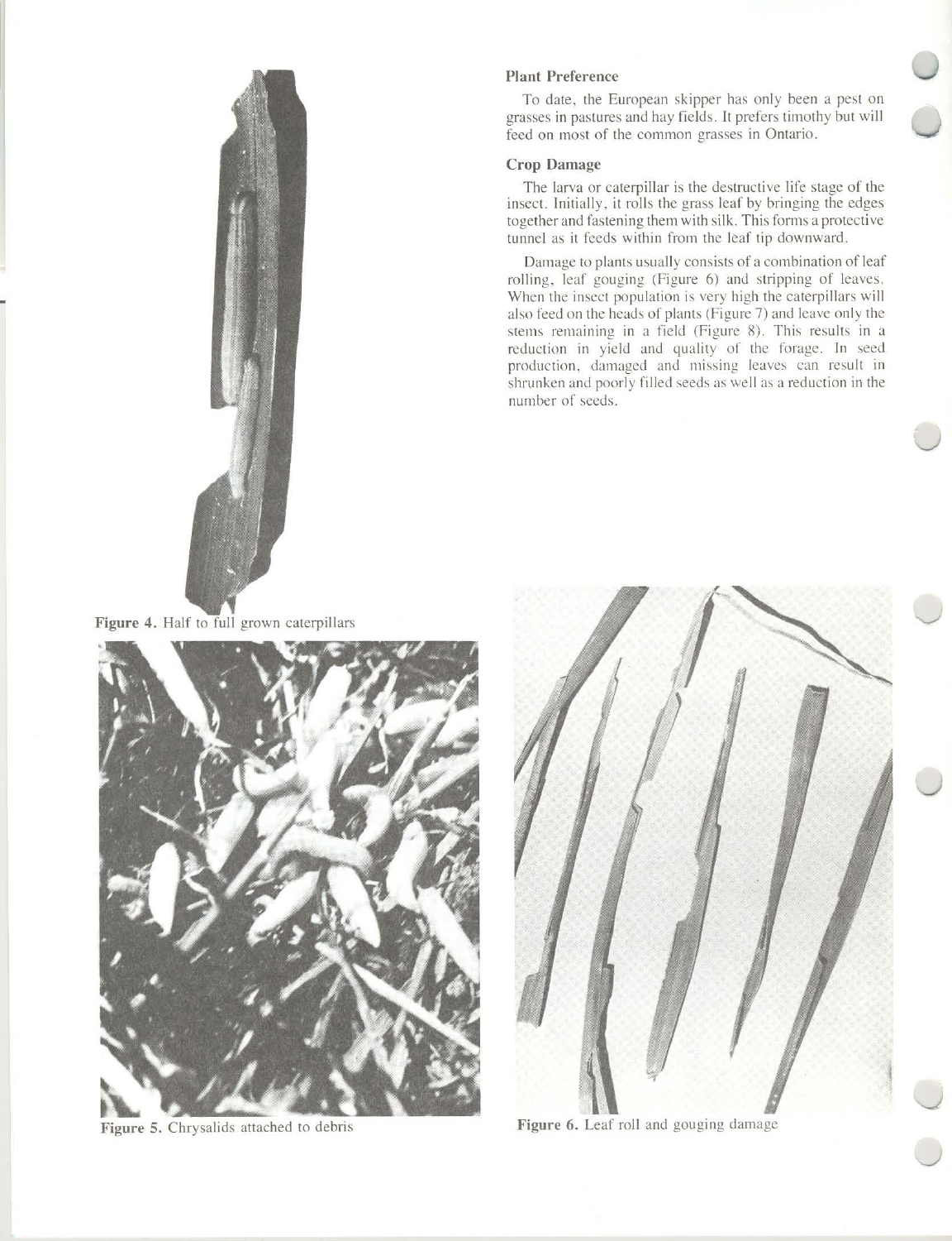## Plant Preference

To date, the European skipper has only been a pest on grasses in pastures and hay fields. It prefers timothy but will feed on most of the common grasses in Ontario.

## Crop Damage

The larva or caterpillar is the destructive life stage of the insect. Initially, it rolls the grass leaf by bringing the edges together and fastening them with silk. This forms a protective tunnel as it feeds within from the leaf tip downward.

Damage to plants usually consists of a combination of leaf rolling, leaf gouging (Figure 6) and stripping of leaves. When the insect population is very high the caterpillars will also feed on the heads of plants (Figure 7) and leave only the stems remaining in a field (Figure 8). This results in a reduction in yield and quality of the forage. In seed production, damaged and missing leaves can result in shrunken and poorly filled seeds as well as a reduction in the number of seeds.

**Figure 4.** Half to full grown caterpillars

**Figure 5.** Chrysalids attached to debris

**Figure 6.** Leaf roll and gouging damage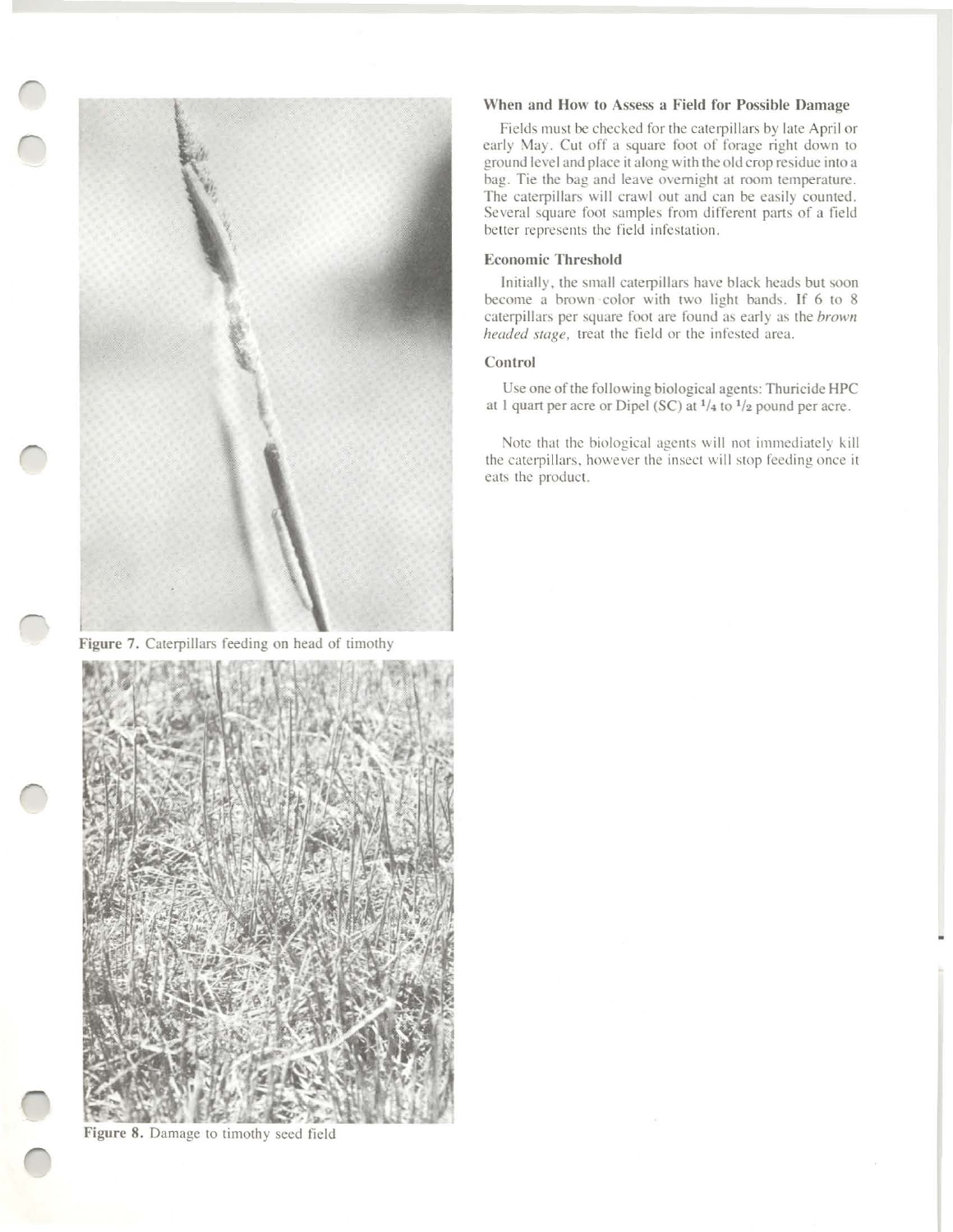Figure 7. Caterpillars feeding on head of timothy

Figure 8. Damage to timothy seed field

### When and How to Assess a Field for Possible Damage

Fields must be checked for the caterpillars by late April or early May. Cut off a square foot of forage right down to ground level and place it along with the old crop residue into a bag. Tie the bag and leave overnight at room temperature. The caterpillars will crawl out and can be easily counted. Several square foot samples from different parts of a field better represents the field infestation.

### Economic Threshold

Initially, the small caterpillars have black heads but soon become a brown color with two light bands. If 6 to 8 caterpillars per square foot are found as early as the *brown headed stage,* treat the field or the infested area.

### Control

Use one of the following biological agents: Thuricide HPC at 1 quart per acre or Dipel (SC) at 1/4 to 1/2 pound per acre.

Note that the biological agents will not immediately kill the caterpillars, however the insect will stop feeding once it eats the product.